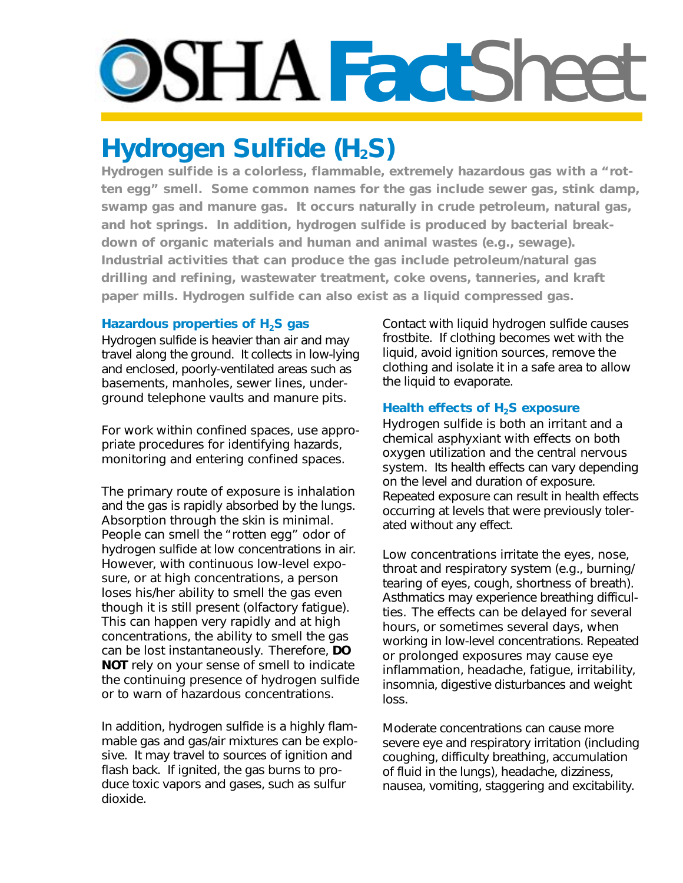# OSHA FactSheet

## Hydrogen Sulfide ($H_2S$)

**Hydrogen sulfide is a colorless, flammable, extremely hazardous gas with a "rotten egg" smell. Some common names for the gas include sewer gas, stink damp, swamp gas and manure gas. It occurs naturally in crude petroleum, natural gas, and hot springs. In addition, hydrogen sulfide is produced by bacterial breakdown of organic materials and human and animal wastes (e.g., sewage). Industrial activities that can produce the gas include petroleum/natural gas drilling and refining, wastewater treatment, coke ovens, tanneries, and kraft paper mills. Hydrogen sulfide can also exist as a liquid compressed gas.**

### Hazardous properties of $H_2S$ gas

Hydrogen sulfide is heavier than air and may travel along the ground. It collects in low-lying and enclosed, poorly-ventilated areas such as basements, manholes, sewer lines, underground telephone vaults and manure pits.

For work within confined spaces, use appropriate procedures for identifying hazards, monitoring and entering confined spaces.

The primary route of exposure is inhalation and the gas is rapidly absorbed by the lungs. Absorption through the skin is minimal. People can smell the "rotten egg" odor of hydrogen sulfide at low concentrations in air. However, with continuous low-level exposure, or at high concentrations, a person loses his/her ability to smell the gas even though it is still present (olfactory fatigue). This can happen very rapidly and at high concentrations, the ability to smell the gas can be lost instantaneously. Therefore, **DO NOT** rely on your sense of smell to indicate the continuing presence of hydrogen sulfide or to warn of hazardous concentrations.

In addition, hydrogen sulfide is a highly flammable gas and gas/air mixtures can be explosive. It may travel to sources of ignition and flash back. If ignited, the gas burns to produce toxic vapors and gases, such as sulfur dioxide.

Contact with liquid hydrogen sulfide causes frostbite. If clothing becomes wet with the liquid, avoid ignition sources, remove the clothing and isolate it in a safe area to allow the liquid to evaporate.

### Health effects of $H_2S$ exposure

Hydrogen sulfide is both an irritant and a chemical asphyxiant with effects on both oxygen utilization and the central nervous system. Its health effects can vary depending on the level and duration of exposure. Repeated exposure can result in health effects occurring at levels that were previously tolerated without any effect.

Low concentrations irritate the eyes, nose, throat and respiratory system (e.g., burning/tearing of eyes, cough, shortness of breath). Asthmatics may experience breathing difficulties. The effects can be delayed for several hours, or sometimes several days, when working in low-level concentrations. Repeated or prolonged exposures may cause eye inflammation, headache, fatigue, irritability, insomnia, digestive disturbances and weight loss.

Moderate concentrations can cause more severe eye and respiratory irritation (including coughing, difficulty breathing, accumulation of fluid in the lungs), headache, dizziness, nausea, vomiting, staggering and excitability.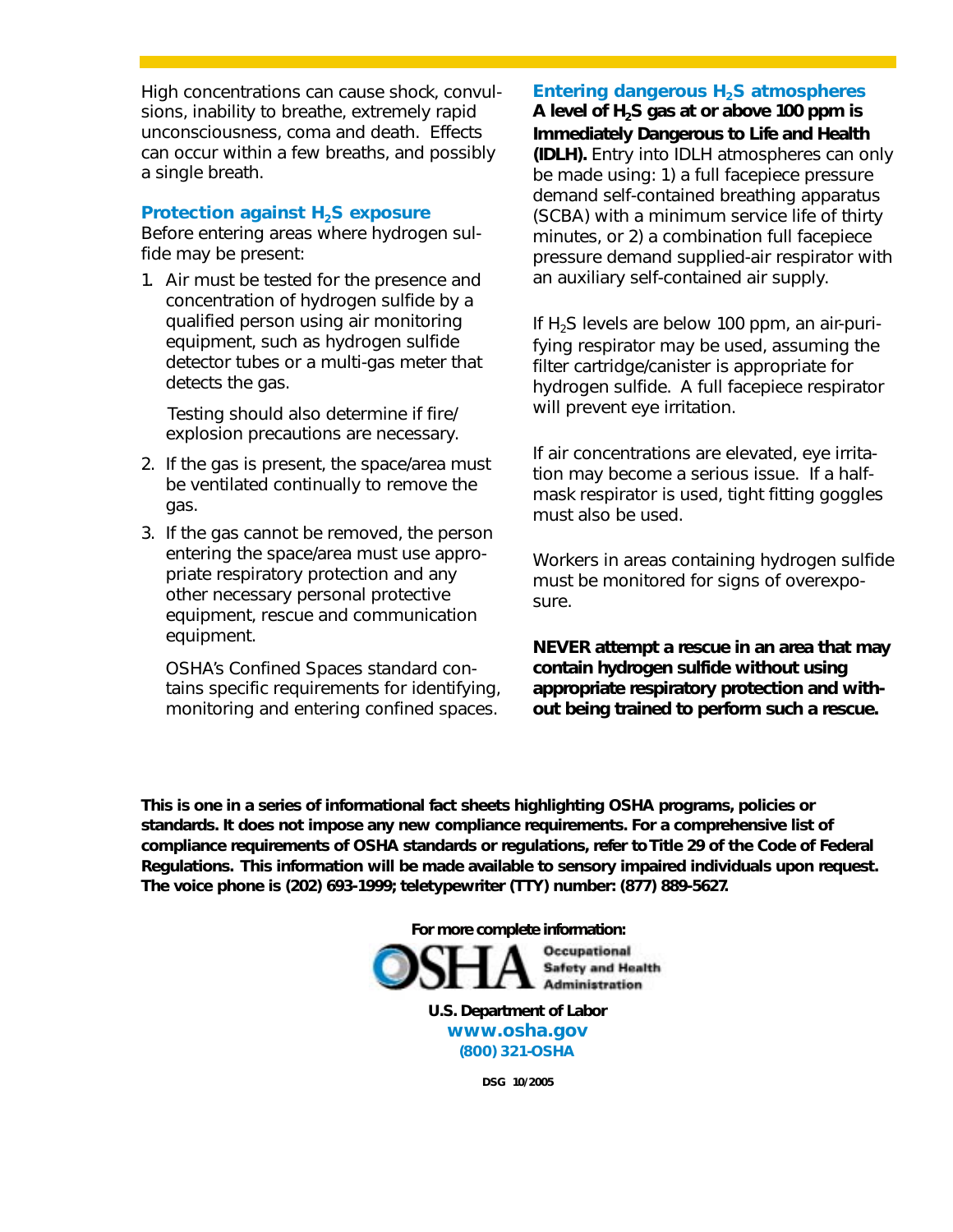High concentrations can cause shock, convulsions, inability to breathe, extremely rapid unconsciousness, coma and death. Effects can occur within a few breaths, and possibly a single breath.

### Protection against $H_2S$ exposure

Before entering areas where hydrogen sulfide may be present:

1. Air must be tested for the presence and concentration of hydrogen sulfide by a qualified person using air monitoring equipment, such as hydrogen sulfide detector tubes or a multi-gas meter that detects the gas.

   Testing should also determine if fire/explosion precautions are necessary.

2. If the gas is present, the space/area must be ventilated continually to remove the gas.

3. If the gas cannot be removed, the person entering the space/area must use appropriate respiratory protection and any other necessary personal protective equipment, rescue and communication equipment.

   OSHA's Confined Spaces standard contains specific requirements for identifying, monitoring and entering confined spaces.

### Entering dangerous $H_2S$ atmospheres

**A level of $H_2S$ gas at or above 100 ppm is Immediately Dangerous to Life and Health (IDLH).** Entry into IDLH atmospheres can only be made using: 1) a full facepiece pressure demand self-contained breathing apparatus (SCBA) with a minimum service life of thirty minutes, or 2) a combination full facepiece pressure demand supplied-air respirator with an auxiliary self-contained air supply.

If $H_2S$ levels are below 100 ppm, an air-purifying respirator may be used, assuming the filter cartridge/canister is appropriate for hydrogen sulfide. A full facepiece respirator will prevent eye irritation.

If air concentrations are elevated, eye irritation may become a serious issue. If a half-mask respirator is used, tight fitting goggles must also be used.

Workers in areas containing hydrogen sulfide must be monitored for signs of overexposure.

**NEVER attempt a rescue in an area that may contain hydrogen sulfide without using appropriate respiratory protection and without being trained to perform such a rescue.**

**This is one in a series of informational fact sheets highlighting OSHA programs, policies or standards. It does not impose any new compliance requirements. For a comprehensive list of compliance requirements of OSHA standards or regulations, refer to Title 29 of the Code of Federal Regulations. This information will be made available to sensory impaired individuals upon request. The voice phone is (202) 693-1999; teletypewriter (TTY) number: (877) 889-5627.**

**For more complete information:**

OSHA Occupational Safety and Health Administration

**U.S. Department of Labor**

**www.osha.gov**

**(800) 321-OSHA**

DSG 10/2005